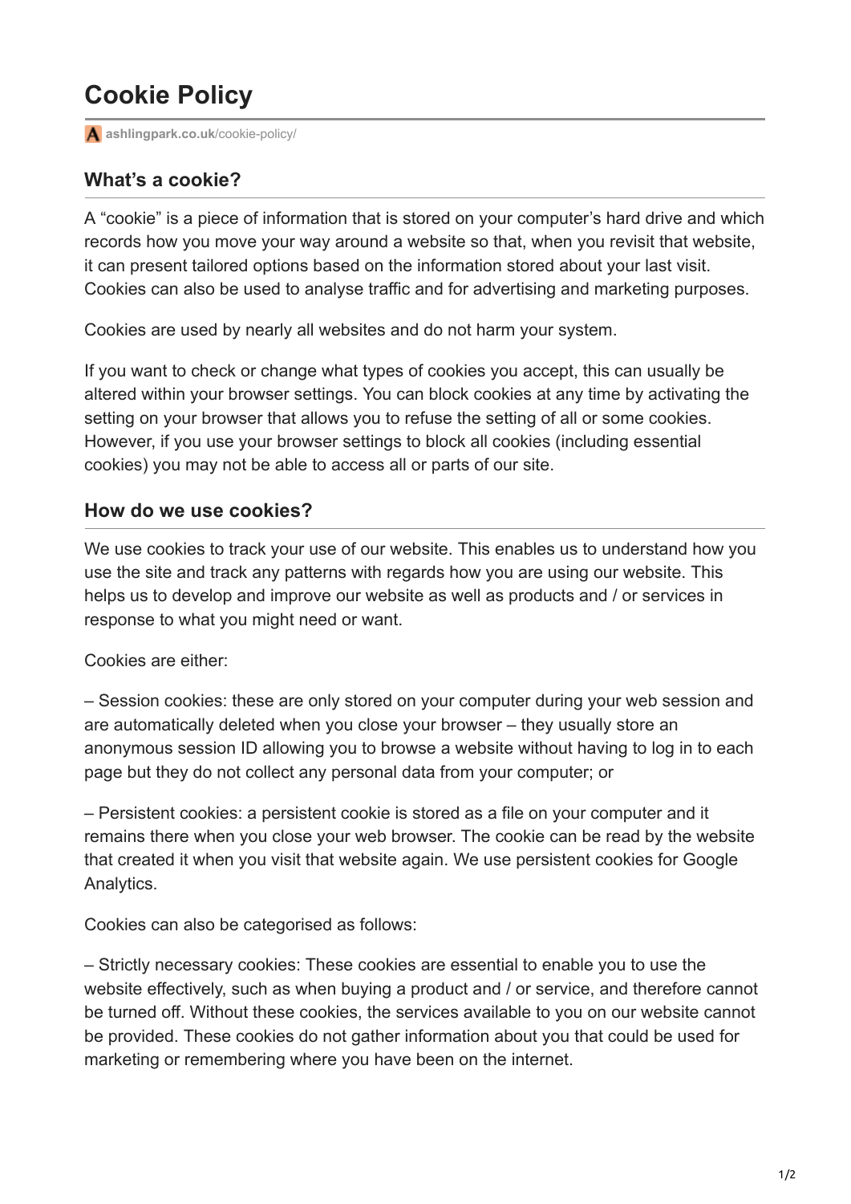# Cookie Policy

ashlingpark.co.uk/cookie-policy/

## What's a cookie?

A "cookie" is a piece of information that is stored on your computer's hard drive and which records how you move your way around a website so that, when you revisit that website, it can present tailored options based on the information stored about your last visit. Cookies can also be used to analyse traffic and for advertising and marketing purposes.

Cookies are used by nearly all websites and do not harm your system.

If you want to check or change what types of cookies you accept, this can usually be altered within your browser settings. You can block cookies at any time by activating the setting on your browser that allows you to refuse the setting of all or some cookies. However, if you use your browser settings to block all cookies (including essential cookies) you may not be able to access all or parts of our site.

## How do we use cookies?

We use cookies to track your use of our website. This enables us to understand how you use the site and track any patterns with regards how you are using our website. This helps us to develop and improve our website as well as products and / or services in response to what you might need or want.

Cookies are either:

– Session cookies: these are only stored on your computer during your web session and are automatically deleted when you close your browser – they usually store an anonymous session ID allowing you to browse a website without having to log in to each page but they do not collect any personal data from your computer; or

– Persistent cookies: a persistent cookie is stored as a file on your computer and it remains there when you close your web browser. The cookie can be read by the website that created it when you visit that website again. We use persistent cookies for Google Analytics.

Cookies can also be categorised as follows:

– Strictly necessary cookies: These cookies are essential to enable you to use the website effectively, such as when buying a product and / or service, and therefore cannot be turned off. Without these cookies, the services available to you on our website cannot be provided. These cookies do not gather information about you that could be used for marketing or remembering where you have been on the internet.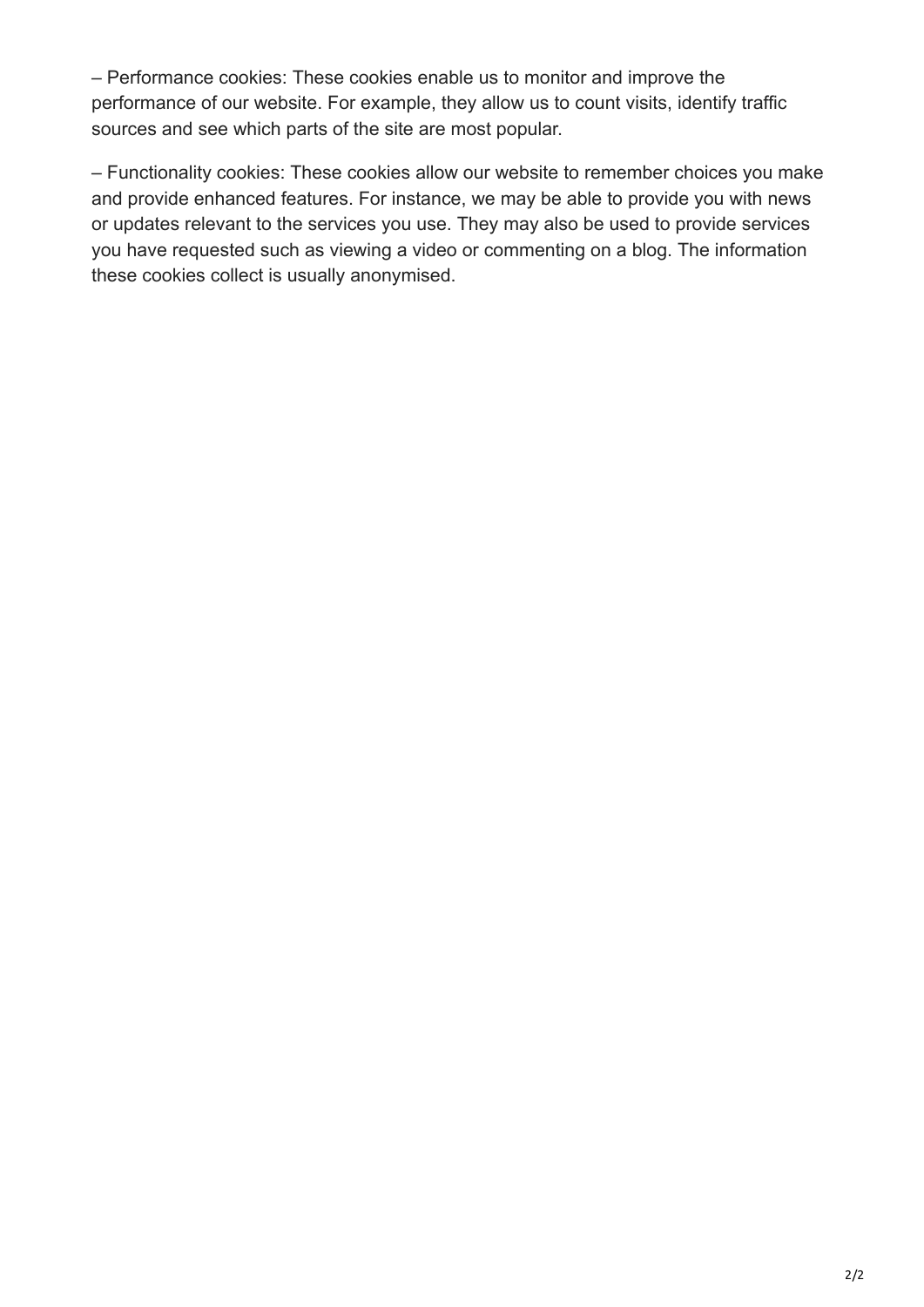– Performance cookies: These cookies enable us to monitor and improve the performance of our website. For example, they allow us to count visits, identify traffic sources and see which parts of the site are most popular.

– Functionality cookies: These cookies allow our website to remember choices you make and provide enhanced features. For instance, we may be able to provide you with news or updates relevant to the services you use. They may also be used to provide services you have requested such as viewing a video or commenting on a blog. The information these cookies collect is usually anonymised.